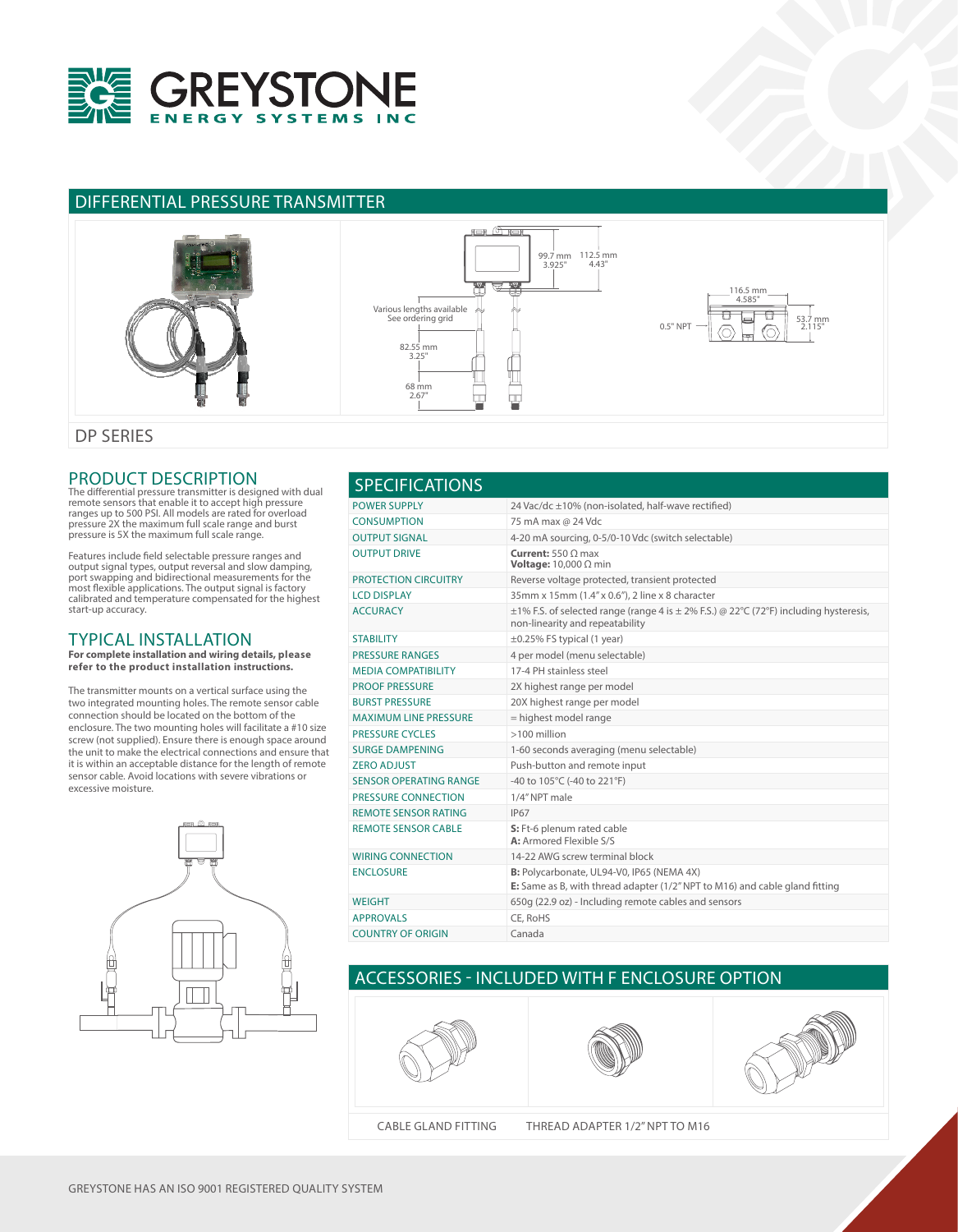# GREYSTONE ENERGY SYSTEMS INC

## DIFFERENTIAL PRESSURE TRANSMITTER

99.7 mm 3.925" | 112.5 mm 4.43" | Various lengths available See ordering grid | 82.55 mm 3.25" | 68 mm 2.67" | 116.5 mm 4.585" | 0.5" NPT | 53.7 mm 2.115"

## DP SERIES

## PRODUCT DESCRIPTION

The differential pressure transmitter is designed with dual remote sensors that enable it to accept high pressure ranges up to 500 PSI. All models are rated for overload pressure 2X the maximum full scale range and burst pressure is 5X the maximum full scale range.

Features include field selectable pressure ranges and output signal types, output reversal and slow damping, port swapping and bidirectional measurements for the most flexible applications. The output signal is factory calibrated and temperature compensated for the highest start-up accuracy.

## TYPICAL INSTALLATION

**For complete installation and wiring details, please refer to the product installation instructions.**

The transmitter mounts on a vertical surface using the two integrated mounting holes. The remote sensor cable connection should be located on the bottom of the enclosure. The two mounting holes will facilitate a #10 size screw (not supplied). Ensure there is enough space around the unit to make the electrical connections and ensure that it is within an acceptable distance for the length of remote sensor cable. Avoid locations with severe vibrations or excessive moisture.

## SPECIFICATIONS

| | |
|---|---|
| POWER SUPPLY | 24 Vac/dc ±10% (non-isolated, half-wave rectified) |
| CONSUMPTION | 75 mA max @ 24 Vdc |
| OUTPUT SIGNAL | 4-20 mA sourcing, 0-5/0-10 Vdc (switch selectable) |
| OUTPUT DRIVE | **Current:** 550 Ω max<br>**Voltage:** 10,000 Ω min |
| PROTECTION CIRCUITRY | Reverse voltage protected, transient protected |
| LCD DISPLAY | 35mm x 15mm (1.4" x 0.6"), 2 line x 8 character |
| ACCURACY | ±1% F.S. of selected range (range 4 is ± 2% F.S.) @ 22°C (72°F) including hysteresis, non-linearity and repeatability |
| STABILITY | ±0.25% FS typical (1 year) |
| PRESSURE RANGES | 4 per model (menu selectable) |
| MEDIA COMPATIBILITY | 17-4 PH stainless steel |
| PROOF PRESSURE | 2X highest range per model |
| BURST PRESSURE | 20X highest range per model |
| MAXIMUM LINE PRESSURE | = highest model range |
| PRESSURE CYCLES | >100 million |
| SURGE DAMPENING | 1-60 seconds averaging (menu selectable) |
| ZERO ADJUST | Push-button and remote input |
| SENSOR OPERATING RANGE | -40 to 105°C (-40 to 221°F) |
| PRESSURE CONNECTION | 1/4" NPT male |
| REMOTE SENSOR RATING | IP67 |
| REMOTE SENSOR CABLE | **S:** Ft-6 plenum rated cable<br>**A:** Armored Flexible S/S |
| WIRING CONNECTION | 14-22 AWG screw terminal block |
| ENCLOSURE | **B:** Polycarbonate, UL94-V0, IP65 (NEMA 4X)<br>**E:** Same as B, with thread adapter (1/2" NPT to M16) and cable gland fitting |
| WEIGHT | 650g (22.9 oz) - Including remote cables and sensors |
| APPROVALS | CE, RoHS |
| COUNTRY OF ORIGIN | Canada |

## ACCESSORIES - INCLUDED WITH F ENCLOSURE OPTION

CABLE GLAND FITTING | THREAD ADAPTER 1/2" NPT TO M16

GREYSTONE HAS AN ISO 9001 REGISTERED QUALITY SYSTEM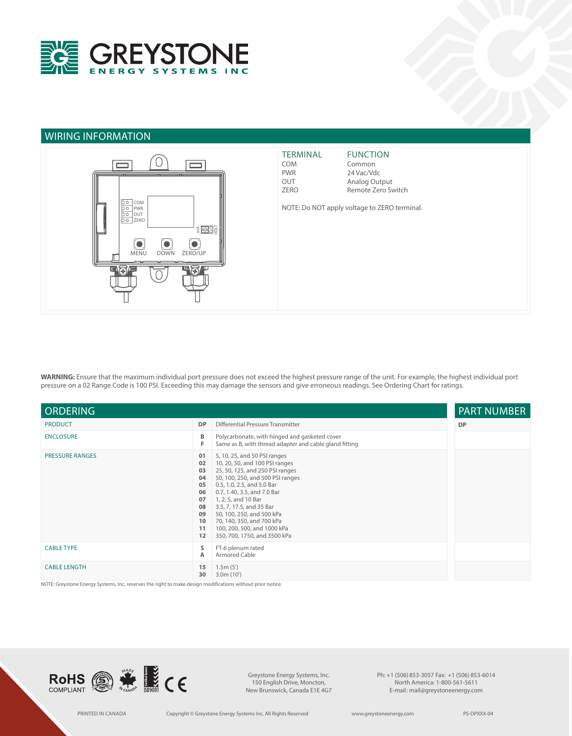## WIRING INFORMATION

| TERMINAL | FUNCTION |
|---|---|
| COM | Common |
| PWR | 24 Vac/Vdc |
| OUT | Analog Output |
| ZERO | Remote Zero Switch |

NOTE: Do NOT apply voltage to ZERO terminal.

**WARNING:** Ensure that the maximum individual port pressure does not exceed the highest pressure range of the unit. For example, the highest individual port pressure on a 02 Range Code is 100 PSI. Exceeding this may damage the sensors and give erroneous readings. See Ordering Chart for ratings.

## ORDERING

| | | | PART NUMBER |
|---|---|---|---|
| PRODUCT | DP | Differential Pressure Transmitter | DP |
| ENCLOSURE | B<br>F | Polycarbonate, with hinged and gasketed cover<br>Same as B, with thread adapter and cable gland fitting | |
| PRESSURE RANGES | 01<br>02<br>03<br>04<br>05<br>06<br>07<br>08<br>09<br>10<br>11<br>12 | 5, 10, 25, and 50 PSI ranges<br>10, 20, 50, and 100 PSI ranges<br>25, 50, 125, and 250 PSI ranges<br>50, 100, 250, and 500 PSI ranges<br>0.5, 1.0, 2.5, and 5.0 Bar<br>0.7, 1.40, 3.5, and 7.0 Bar<br>1, 2, 5, and 10 Bar<br>3.5, 7, 17.5, and 35 Bar<br>50, 100, 250, and 500 kPa<br>70, 140, 350, and 700 kPa<br>100, 200, 500, and 1000 kPa<br>350, 700, 1750, and 3500 kPa | |
| CABLE TYPE | S<br>A | FT-6 plenum rated<br>Armored Cable | |
| CABLE LENGTH | 15<br>30 | 1.5m (5')<br>3.0m (10') | |

NOTE: Greystone Energy Systems, Inc. reserves the right to make design modifications without prior notice.

Greystone Energy Systems, Inc.
150 English Drive, Moncton,
New Brunswick, Canada E1E 4G7

Ph: +1 (506) 853-3057 Fax: +1 (506) 853-6014
North America: 1-800-561-5611
E-mail: mail@greystoneenergy.com

PRINTED IN CANADA

Copyright © Greystone Energy Systems Inc. All Rights Reserved

www.greystoneenergy.com

PS-DPXXX-04